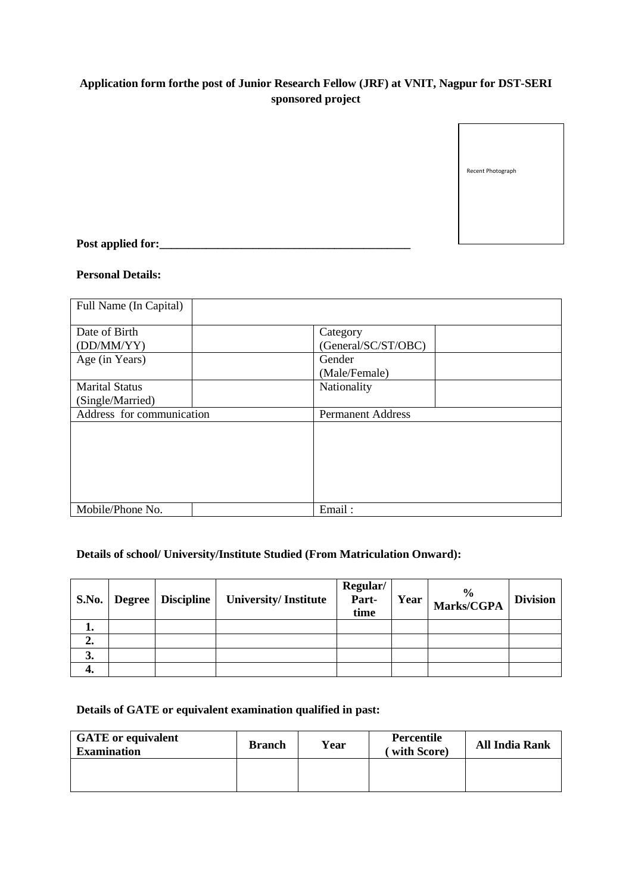**Application form forthe post of Junior Research Fellow (JRF) at VNIT, Nagpur for DST-SERI sponsored project**

Recent Photograph

**Post applied for:\_\_\_\_\_\_\_\_\_\_\_\_\_\_\_\_\_\_\_\_\_\_\_\_\_\_\_\_\_\_\_\_\_\_\_\_\_\_\_\_\_\_\_\_**

**Personal Details:**

| | | | |
|---|---|---|---|
| Full Name (In Capital) | | | |
| Date of Birth (DD/MM/YY) | | Category (General/SC/ST/OBC) | |
| Age (in Years) | | Gender (Male/Female) | |
| Marital Status (Single/Married) | | Nationality | |
| Address for communication | | Permanent Address | |
| | | | |
| Mobile/Phone No. | | Email : | |

**Details of school/ University/Institute Studied (From Matriculation Onward):**

| S.No. | Degree | Discipline | University/ Institute | Regular/ Part-time | Year | % Marks/CGPA | Division |
|---|---|---|---|---|---|---|---|
| 1. | | | | | | | |
| 2. | | | | | | | |
| 3. | | | | | | | |
| 4. | | | | | | | |

**Details of GATE or equivalent examination qualified in past:**

| GATE or equivalent Examination | Branch | Year | Percentile ( with Score) | All India Rank |
|---|---|---|---|---|
| | | | | |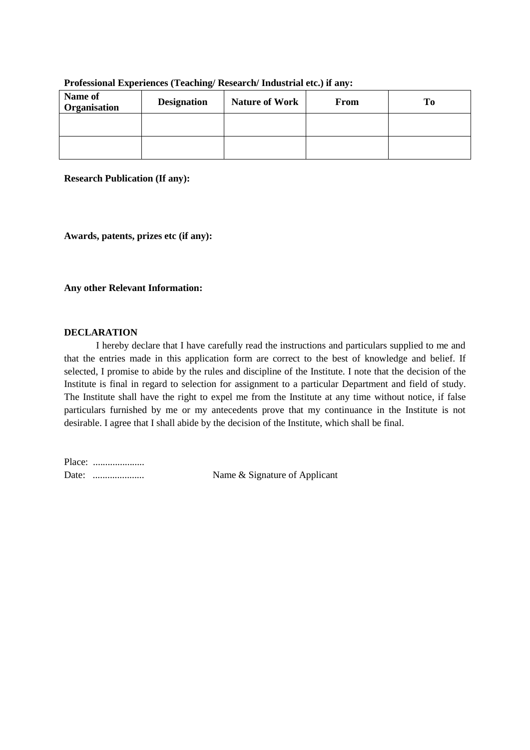**Professional Experiences (Teaching/ Research/ Industrial etc.) if any:**

| Name of Organisation | Designation | Nature of Work | From | To |
|---|---|---|---|---|
| | | | | |
| | | | | |

**Research Publication (If any):**

**Awards, patents, prizes etc (if any):**

**Any other Relevant Information:**

**DECLARATION**

I hereby declare that I have carefully read the instructions and particulars supplied to me and that the entries made in this application form are correct to the best of knowledge and belief. If selected, I promise to abide by the rules and discipline of the Institute. I note that the decision of the Institute is final in regard to selection for assignment to a particular Department and field of study. The Institute shall have the right to expel me from the Institute at any time without notice, if false particulars furnished by me or my antecedents prove that my continuance in the Institute is not desirable. I agree that I shall abide by the decision of the Institute, which shall be final.

Place: .....................

Date: ..................... Name & Signature of Applicant